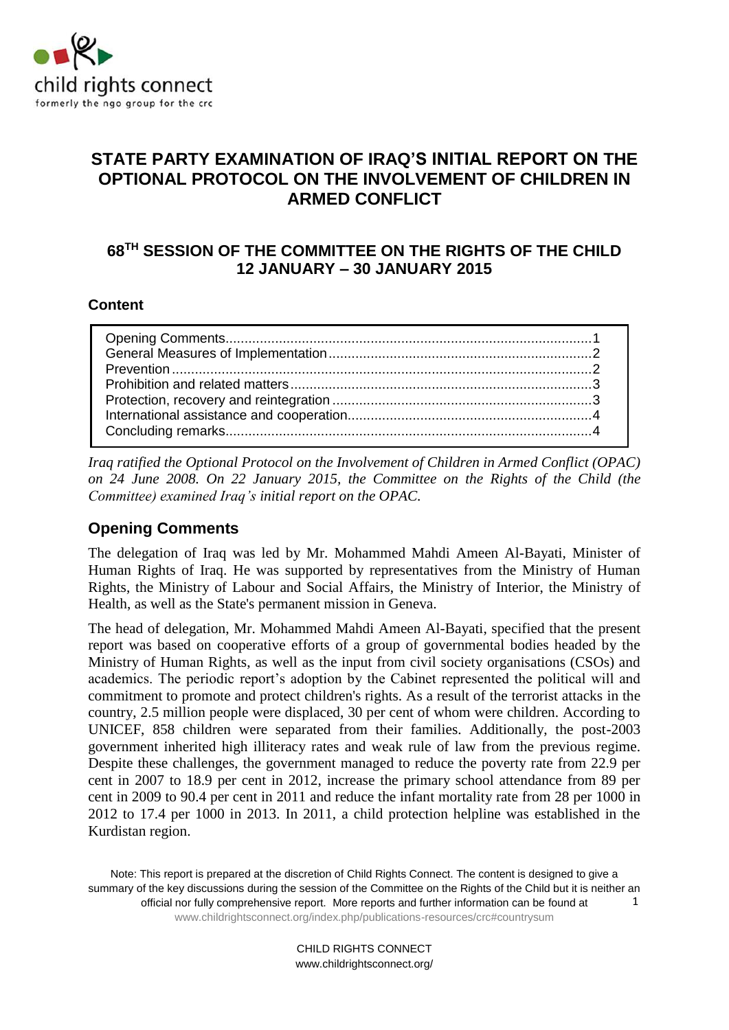child rights connect
formerly the ngo group for the crc

# STATE PARTY EXAMINATION OF IRAQ'S INITIAL REPORT ON THE OPTIONAL PROTOCOL ON THE INVOLVEMENT OF CHILDREN IN ARMED CONFLICT

## 68[TH] SESSION OF THE COMMITTEE ON THE RIGHTS OF THE CHILD 12 JANUARY – 30 JANUARY 2015

### Content

Opening Comments ........ 1
General Measures of Implementation ........ 2
Prevention ........ 2
Prohibition and related matters ........ 3
Protection, recovery and reintegration ........ 3
International assistance and cooperation ........ 4
Concluding remarks ........ 4

*Iraq ratified the Optional Protocol on the Involvement of Children in Armed Conflict (OPAC) on 24 June 2008. On 22 January 2015, the Committee on the Rights of the Child (the Committee) examined Iraq's initial report on the OPAC.*

## Opening Comments

The delegation of Iraq was led by Mr. Mohammed Mahdi Ameen Al-Bayati, Minister of Human Rights of Iraq. He was supported by representatives from the Ministry of Human Rights, the Ministry of Labour and Social Affairs, the Ministry of Interior, the Ministry of Health, as well as the State's permanent mission in Geneva.

The head of delegation, Mr. Mohammed Mahdi Ameen Al-Bayati, specified that the present report was based on cooperative efforts of a group of governmental bodies headed by the Ministry of Human Rights, as well as the input from civil society organisations (CSOs) and academics. The periodic report's adoption by the Cabinet represented the political will and commitment to promote and protect children's rights. As a result of the terrorist attacks in the country, 2.5 million people were displaced, 30 per cent of whom were children. According to UNICEF, 858 children were separated from their families. Additionally, the post-2003 government inherited high illiteracy rates and weak rule of law from the previous regime. Despite these challenges, the government managed to reduce the poverty rate from 22.9 per cent in 2007 to 18.9 per cent in 2012, increase the primary school attendance from 89 per cent in 2009 to 90.4 per cent in 2011 and reduce the infant mortality rate from 28 per 1000 in 2012 to 17.4 per 1000 in 2013. In 2011, a child protection helpline was established in the Kurdistan region.

Note: This report is prepared at the discretion of Child Rights Connect. The content is designed to give a summary of the key discussions during the session of the Committee on the Rights of the Child but it is neither an official nor fully comprehensive report. More reports and further information can be found at www.childrightsconnect.org/index.php/publications-resources/crc#countrysum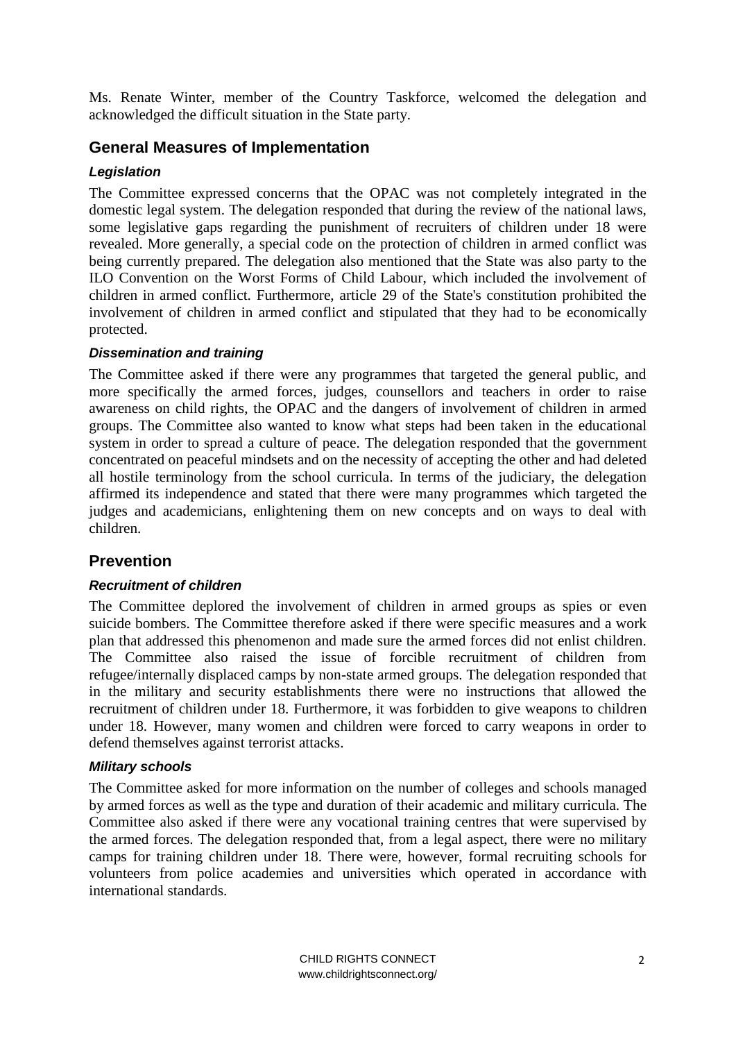Ms. Renate Winter, member of the Country Taskforce, welcomed the delegation and acknowledged the difficult situation in the State party.

## General Measures of Implementation

### *Legislation*

The Committee expressed concerns that the OPAC was not completely integrated in the domestic legal system. The delegation responded that during the review of the national laws, some legislative gaps regarding the punishment of recruiters of children under 18 were revealed. More generally, a special code on the protection of children in armed conflict was being currently prepared. The delegation also mentioned that the State was also party to the ILO Convention on the Worst Forms of Child Labour, which included the involvement of children in armed conflict. Furthermore, article 29 of the State's constitution prohibited the involvement of children in armed conflict and stipulated that they had to be economically protected.

### *Dissemination and training*

The Committee asked if there were any programmes that targeted the general public, and more specifically the armed forces, judges, counsellors and teachers in order to raise awareness on child rights, the OPAC and the dangers of involvement of children in armed groups. The Committee also wanted to know what steps had been taken in the educational system in order to spread a culture of peace. The delegation responded that the government concentrated on peaceful mindsets and on the necessity of accepting the other and had deleted all hostile terminology from the school curricula. In terms of the judiciary, the delegation affirmed its independence and stated that there were many programmes which targeted the judges and academicians, enlightening them on new concepts and on ways to deal with children.

## Prevention

### *Recruitment of children*

The Committee deplored the involvement of children in armed groups as spies or even suicide bombers. The Committee therefore asked if there were specific measures and a work plan that addressed this phenomenon and made sure the armed forces did not enlist children. The Committee also raised the issue of forcible recruitment of children from refugee/internally displaced camps by non-state armed groups. The delegation responded that in the military and security establishments there were no instructions that allowed the recruitment of children under 18. Furthermore, it was forbidden to give weapons to children under 18. However, many women and children were forced to carry weapons in order to defend themselves against terrorist attacks.

### *Military schools*

The Committee asked for more information on the number of colleges and schools managed by armed forces as well as the type and duration of their academic and military curricula. The Committee also asked if there were any vocational training centres that were supervised by the armed forces. The delegation responded that, from a legal aspect, there were no military camps for training children under 18. There were, however, formal recruiting schools for volunteers from police academies and universities which operated in accordance with international standards.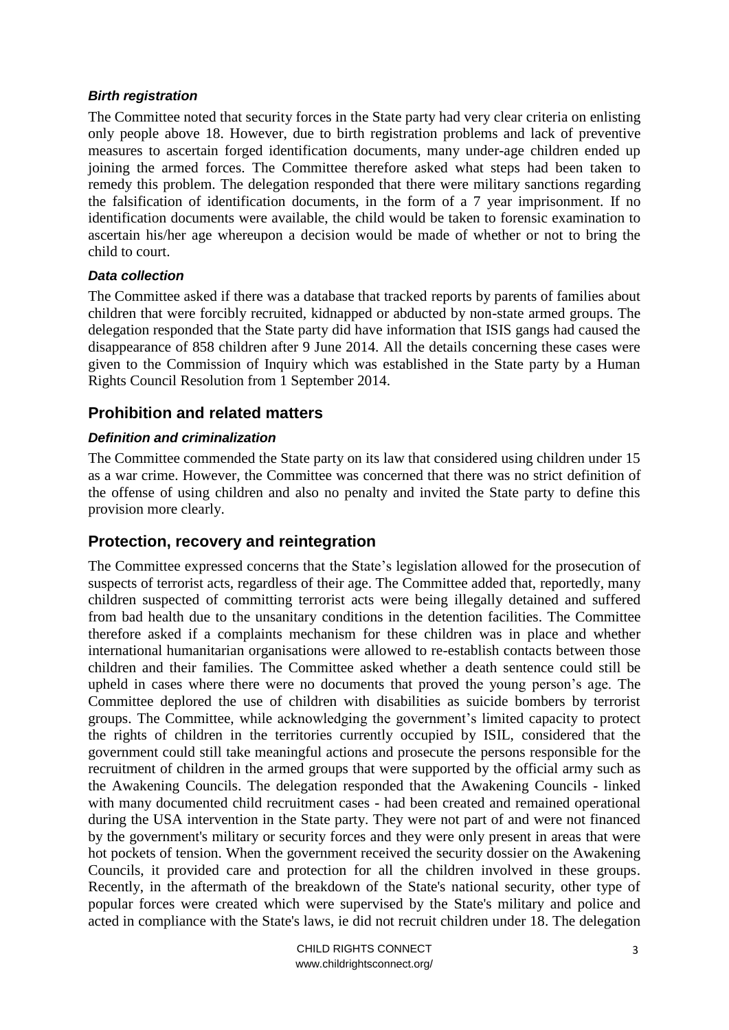### *Birth registration*

The Committee noted that security forces in the State party had very clear criteria on enlisting only people above 18. However, due to birth registration problems and lack of preventive measures to ascertain forged identification documents, many under-age children ended up joining the armed forces. The Committee therefore asked what steps had been taken to remedy this problem. The delegation responded that there were military sanctions regarding the falsification of identification documents, in the form of a 7 year imprisonment. If no identification documents were available, the child would be taken to forensic examination to ascertain his/her age whereupon a decision would be made of whether or not to bring the child to court.

### *Data collection*

The Committee asked if there was a database that tracked reports by parents of families about children that were forcibly recruited, kidnapped or abducted by non-state armed groups. The delegation responded that the State party did have information that ISIS gangs had caused the disappearance of 858 children after 9 June 2014. All the details concerning these cases were given to the Commission of Inquiry which was established in the State party by a Human Rights Council Resolution from 1 September 2014.

## Prohibition and related matters

### *Definition and criminalization*

The Committee commended the State party on its law that considered using children under 15 as a war crime. However, the Committee was concerned that there was no strict definition of the offense of using children and also no penalty and invited the State party to define this provision more clearly.

## Protection, recovery and reintegration

The Committee expressed concerns that the State's legislation allowed for the prosecution of suspects of terrorist acts, regardless of their age. The Committee added that, reportedly, many children suspected of committing terrorist acts were being illegally detained and suffered from bad health due to the unsanitary conditions in the detention facilities. The Committee therefore asked if a complaints mechanism for these children was in place and whether international humanitarian organisations were allowed to re-establish contacts between those children and their families. The Committee asked whether a death sentence could still be upheld in cases where there were no documents that proved the young person's age. The Committee deplored the use of children with disabilities as suicide bombers by terrorist groups. The Committee, while acknowledging the government's limited capacity to protect the rights of children in the territories currently occupied by ISIL, considered that the government could still take meaningful actions and prosecute the persons responsible for the recruitment of children in the armed groups that were supported by the official army such as the Awakening Councils. The delegation responded that the Awakening Councils - linked with many documented child recruitment cases - had been created and remained operational during the USA intervention in the State party. They were not part of and were not financed by the government's military or security forces and they were only present in areas that were hot pockets of tension. When the government received the security dossier on the Awakening Councils, it provided care and protection for all the children involved in these groups. Recently, in the aftermath of the breakdown of the State's national security, other type of popular forces were created which were supervised by the State's military and police and acted in compliance with the State's laws, ie did not recruit children under 18. The delegation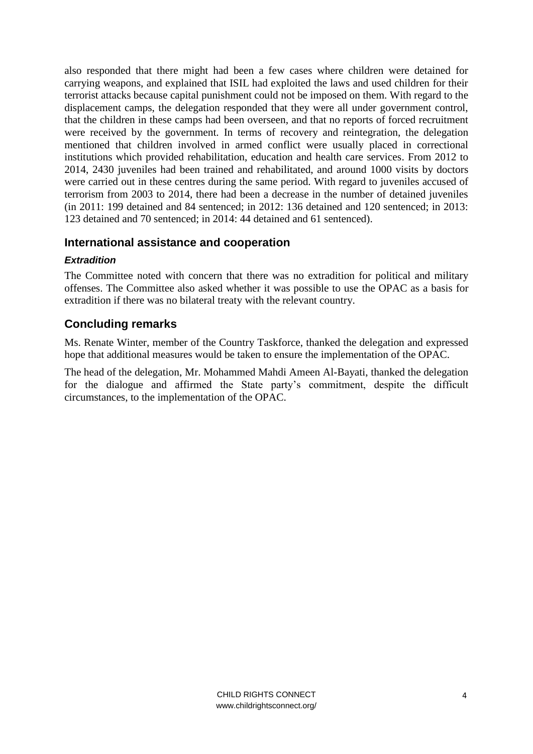also responded that there might had been a few cases where children were detained for carrying weapons, and explained that ISIL had exploited the laws and used children for their terrorist attacks because capital punishment could not be imposed on them. With regard to the displacement camps, the delegation responded that they were all under government control, that the children in these camps had been overseen, and that no reports of forced recruitment were received by the government. In terms of recovery and reintegration, the delegation mentioned that children involved in armed conflict were usually placed in correctional institutions which provided rehabilitation, education and health care services. From 2012 to 2014, 2430 juveniles had been trained and rehabilitated, and around 1000 visits by doctors were carried out in these centres during the same period. With regard to juveniles accused of terrorism from 2003 to 2014, there had been a decrease in the number of detained juveniles (in 2011: 199 detained and 84 sentenced; in 2012: 136 detained and 120 sentenced; in 2013: 123 detained and 70 sentenced; in 2014: 44 detained and 61 sentenced).

## International assistance and cooperation

### *Extradition*

The Committee noted with concern that there was no extradition for political and military offenses. The Committee also asked whether it was possible to use the OPAC as a basis for extradition if there was no bilateral treaty with the relevant country.

## Concluding remarks

Ms. Renate Winter, member of the Country Taskforce, thanked the delegation and expressed hope that additional measures would be taken to ensure the implementation of the OPAC.

The head of the delegation, Mr. Mohammed Mahdi Ameen Al-Bayati, thanked the delegation for the dialogue and affirmed the State party's commitment, despite the difficult circumstances, to the implementation of the OPAC.